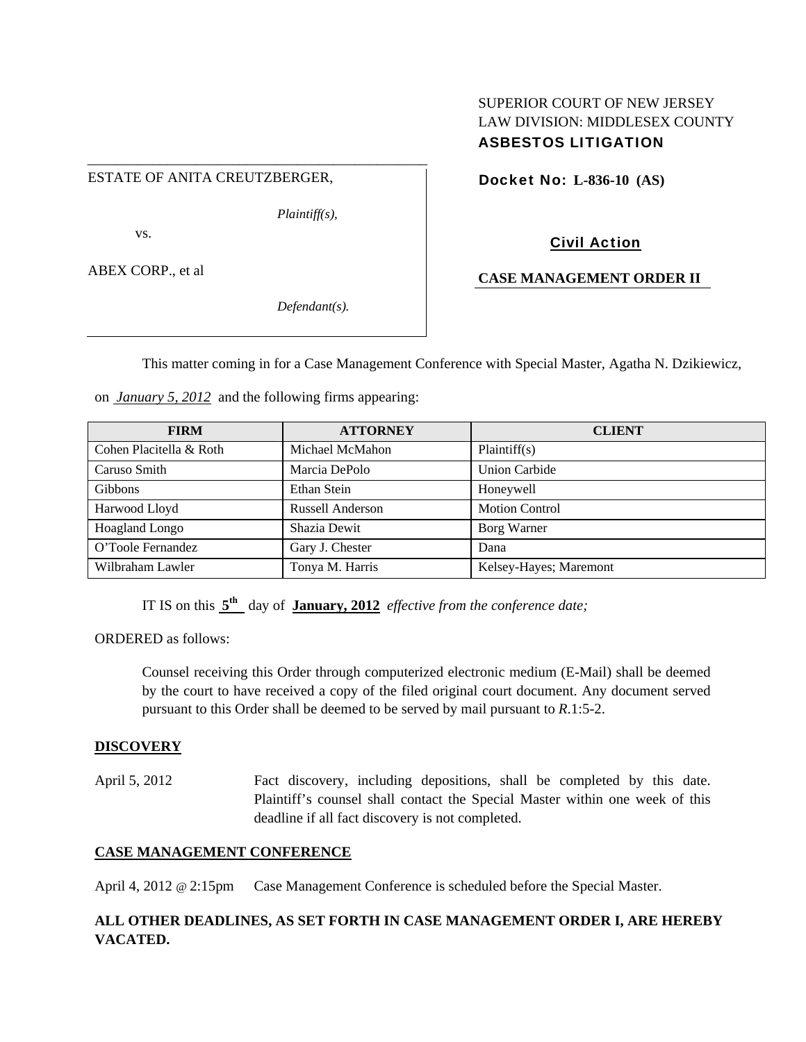SUPERIOR COURT OF NEW JERSEY
LAW DIVISION: MIDDLESEX COUNTY
**ASBESTOS LITIGATION**

ESTATE OF ANITA CREUTZBERGER,

*Plaintiff(s),*

vs.

ABEX CORP., et al

*Defendant(s).*

**Docket No: L-836-10 (AS)**

**Civil Action**

**CASE MANAGEMENT ORDER II**

This matter coming in for a Case Management Conference with Special Master, Agatha N. Dzikiewicz, on *January 5, 2012* and the following firms appearing:

| FIRM | ATTORNEY | CLIENT |
|---|---|---|
| Cohen Placitella & Roth | Michael McMahon | Plaintiff(s) |
| Caruso Smith | Marcia DePolo | Union Carbide |
| Gibbons | Ethan Stein | Honeywell |
| Harwood Lloyd | Russell Anderson | Motion Control |
| Hoagland Longo | Shazia Dewit | Borg Warner |
| O'Toole Fernandez | Gary J. Chester | Dana |
| Wilbraham Lawler | Tonya M. Harris | Kelsey-Hayes; Maremont |

IT IS on this **5th** day of **January, 2012** *effective from the conference date;*

ORDERED as follows:

Counsel receiving this Order through computerized electronic medium (E-Mail) shall be deemed by the court to have received a copy of the filed original court document. Any document served pursuant to this Order shall be deemed to be served by mail pursuant to *R*.1:5-2.

**DISCOVERY**

April 5, 2012 Fact discovery, including depositions, shall be completed by this date. Plaintiff's counsel shall contact the Special Master within one week of this deadline if all fact discovery is not completed.

**CASE MANAGEMENT CONFERENCE**

April 4, 2012 @ 2:15pm Case Management Conference is scheduled before the Special Master.

**ALL OTHER DEADLINES, AS SET FORTH IN CASE MANAGEMENT ORDER I, ARE HEREBY VACATED.**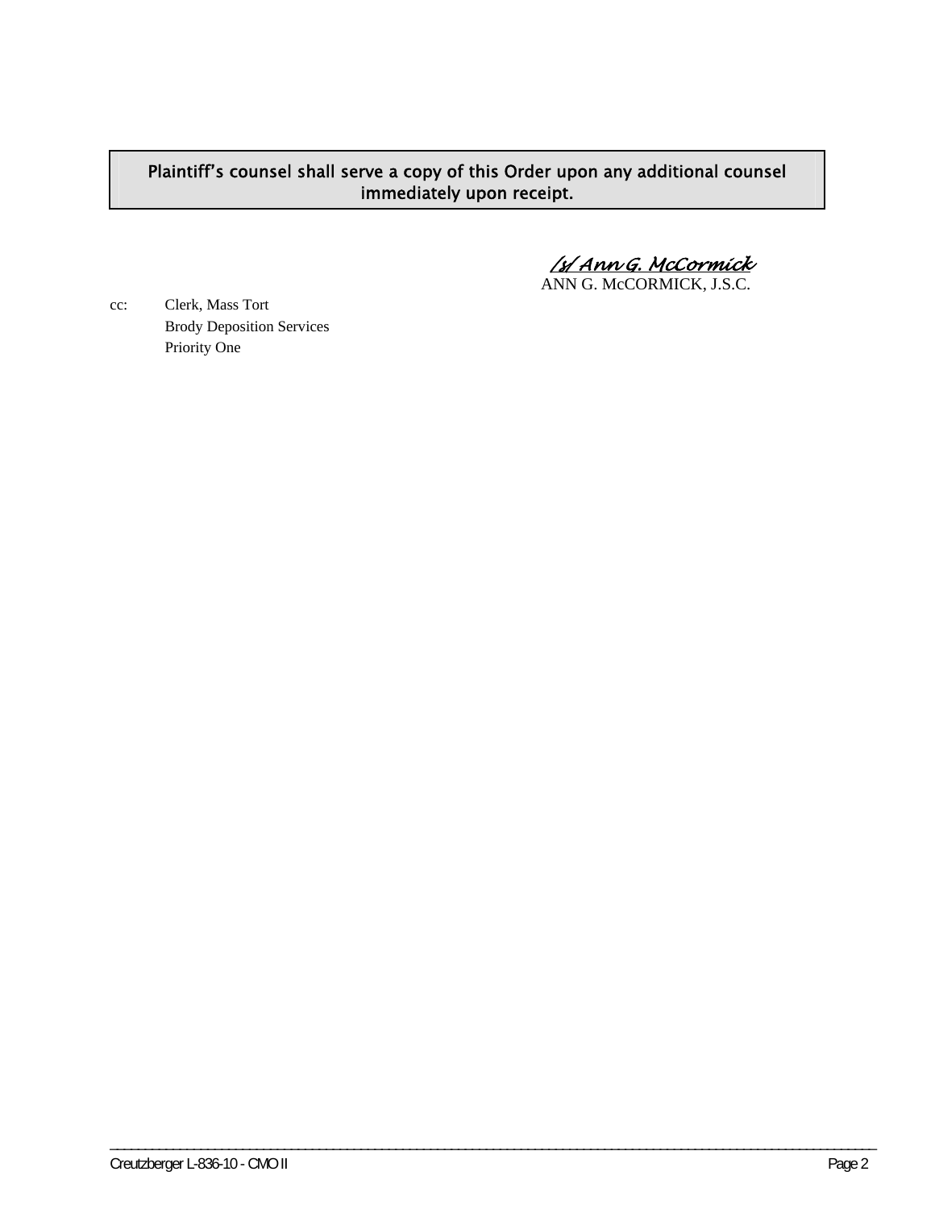**Plaintiff's counsel shall serve a copy of this Order upon any additional counsel immediately upon receipt.**

/s/ Ann G. McCormick

ANN G. McCORMICK, J.S.C.

cc: Clerk, Mass Tort
Brody Deposition Services
Priority One